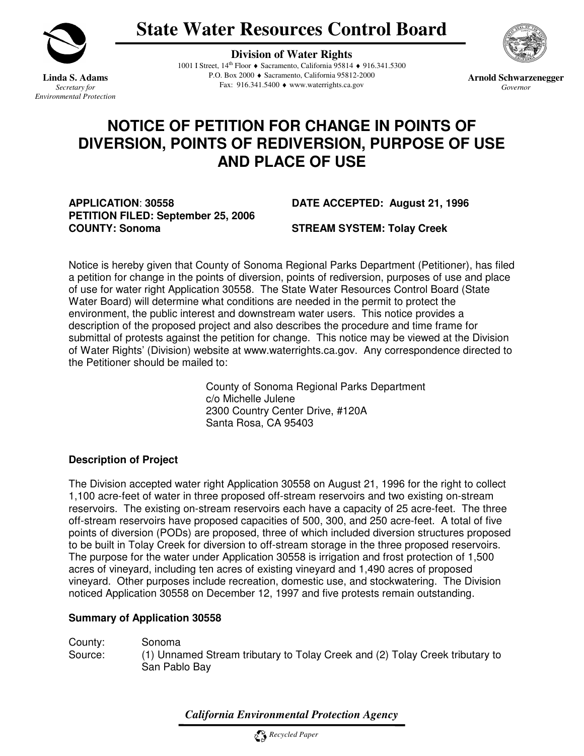# State Water Resources Control Board

**Linda S. Adams**
*Secretary for Environmental Protection*

**Division of Water Rights**
1001 I Street, 14th Floor ♦ Sacramento, California 95814 ♦ 916.341.5300
P.O. Box 2000 ♦ Sacramento, California 95812-2000
Fax: 916.341.5400 ♦ www.waterrights.ca.gov

**Arnold Schwarzenegger**
*Governor*

# NOTICE OF PETITION FOR CHANGE IN POINTS OF DIVERSION, POINTS OF REDIVERSION, PURPOSE OF USE AND PLACE OF USE

**APPLICATION**: **30558**
**PETITION FILED: September 25, 2006**
**COUNTY: Sonoma**

**DATE ACCEPTED: August 21, 1996**
**STREAM SYSTEM: Tolay Creek**

Notice is hereby given that County of Sonoma Regional Parks Department (Petitioner), has filed a petition for change in the points of diversion, points of rediversion, purposes of use and place of use for water right Application 30558. The State Water Resources Control Board (State Water Board) will determine what conditions are needed in the permit to protect the environment, the public interest and downstream water users. This notice provides a description of the proposed project and also describes the procedure and time frame for submittal of protests against the petition for change. This notice may be viewed at the Division of Water Rights' (Division) website at www.waterrights.ca.gov. Any correspondence directed to the Petitioner should be mailed to:

County of Sonoma Regional Parks Department
c/o Michelle Julene
2300 Country Center Drive, #120A
Santa Rosa, CA 95403

**Description of Project**

The Division accepted water right Application 30558 on August 21, 1996 for the right to collect 1,100 acre-feet of water in three proposed off-stream reservoirs and two existing on-stream reservoirs. The existing on-stream reservoirs each have a capacity of 25 acre-feet. The three off-stream reservoirs have proposed capacities of 500, 300, and 250 acre-feet. A total of five points of diversion (PODs) are proposed, three of which included diversion structures proposed to be built in Tolay Creek for diversion to off-stream storage in the three proposed reservoirs. The purpose for the water under Application 30558 is irrigation and frost protection of 1,500 acres of vineyard, including ten acres of existing vineyard and 1,490 acres of proposed vineyard. Other purposes include recreation, domestic use, and stockwatering. The Division noticed Application 30558 on December 12, 1997 and five protests remain outstanding.

**Summary of Application 30558**

County: Sonoma
Source: (1) Unnamed Stream tributary to Tolay Creek and (2) Tolay Creek tributary to San Pablo Bay

*California Environmental Protection Agency*

*Recycled Paper*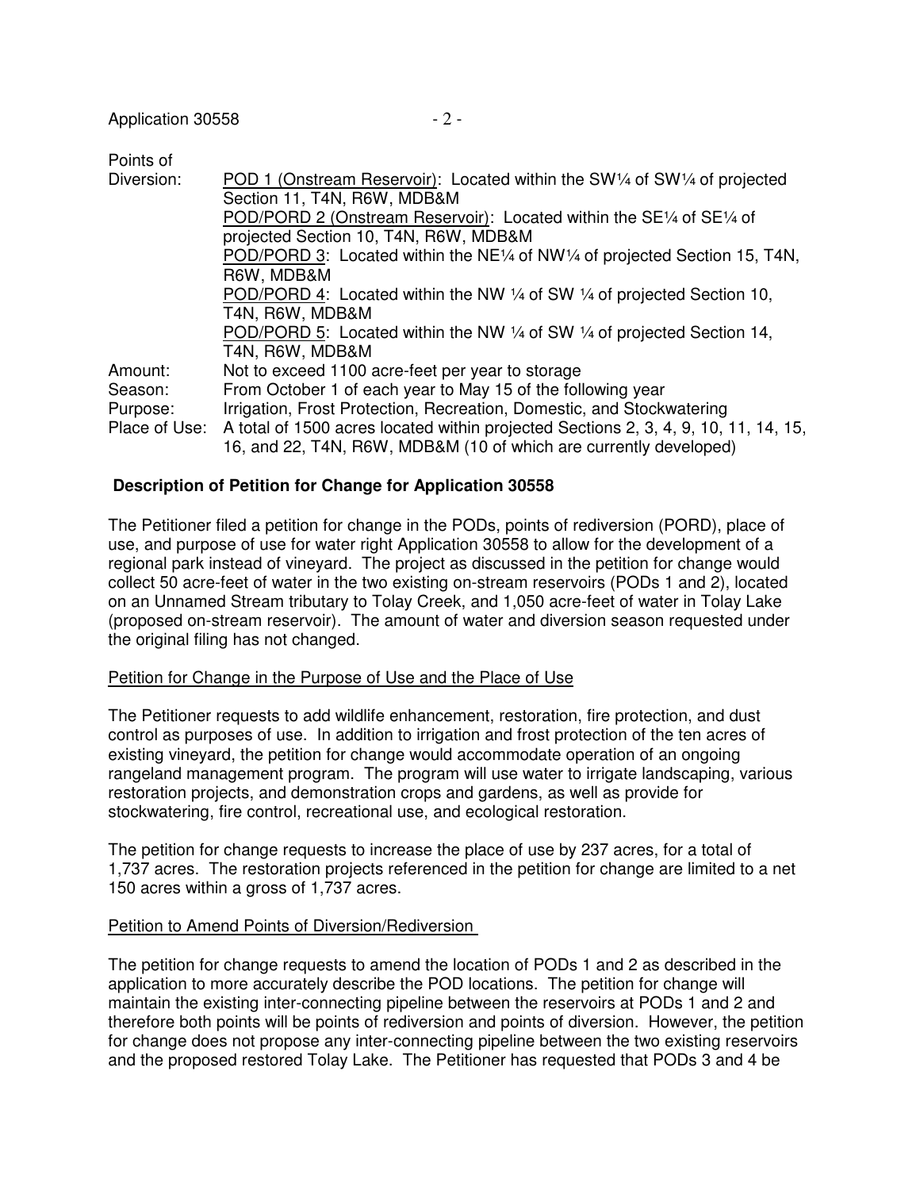Points of Diversion:

POD 1 (Onstream Reservoir): Located within the SW¼ of SW¼ of projected Section 11, T4N, R6W, MDB&M

POD/PORD 2 (Onstream Reservoir): Located within the SE¼ of SE¼ of projected Section 10, T4N, R6W, MDB&M

POD/PORD 3: Located within the NE¼ of NW¼ of projected Section 15, T4N, R6W, MDB&M

POD/PORD 4: Located within the NW ¼ of SW ¼ of projected Section 10, T4N, R6W, MDB&M

POD/PORD 5: Located within the NW ¼ of SW ¼ of projected Section 14, T4N, R6W, MDB&M

Amount: Not to exceed 1100 acre-feet per year to storage

Season: From October 1 of each year to May 15 of the following year

Purpose: Irrigation, Frost Protection, Recreation, Domestic, and Stockwatering

Place of Use: A total of 1500 acres located within projected Sections 2, 3, 4, 9, 10, 11, 14, 15, 16, and 22, T4N, R6W, MDB&M (10 of which are currently developed)

## Description of Petition for Change for Application 30558

The Petitioner filed a petition for change in the PODs, points of rediversion (PORD), place of use, and purpose of use for water right Application 30558 to allow for the development of a regional park instead of vineyard. The project as discussed in the petition for change would collect 50 acre-feet of water in the two existing on-stream reservoirs (PODs 1 and 2), located on an Unnamed Stream tributary to Tolay Creek, and 1,050 acre-feet of water in Tolay Lake (proposed on-stream reservoir). The amount of water and diversion season requested under the original filing has not changed.

### Petition for Change in the Purpose of Use and the Place of Use

The Petitioner requests to add wildlife enhancement, restoration, fire protection, and dust control as purposes of use. In addition to irrigation and frost protection of the ten acres of existing vineyard, the petition for change would accommodate operation of an ongoing rangeland management program. The program will use water to irrigate landscaping, various restoration projects, and demonstration crops and gardens, as well as provide for stockwatering, fire control, recreational use, and ecological restoration.

The petition for change requests to increase the place of use by 237 acres, for a total of 1,737 acres. The restoration projects referenced in the petition for change are limited to a net 150 acres within a gross of 1,737 acres.

### Petition to Amend Points of Diversion/Rediversion

The petition for change requests to amend the location of PODs 1 and 2 as described in the application to more accurately describe the POD locations. The petition for change will maintain the existing inter-connecting pipeline between the reservoirs at PODs 1 and 2 and therefore both points will be points of rediversion and points of diversion. However, the petition for change does not propose any inter-connecting pipeline between the two existing reservoirs and the proposed restored Tolay Lake. The Petitioner has requested that PODs 3 and 4 be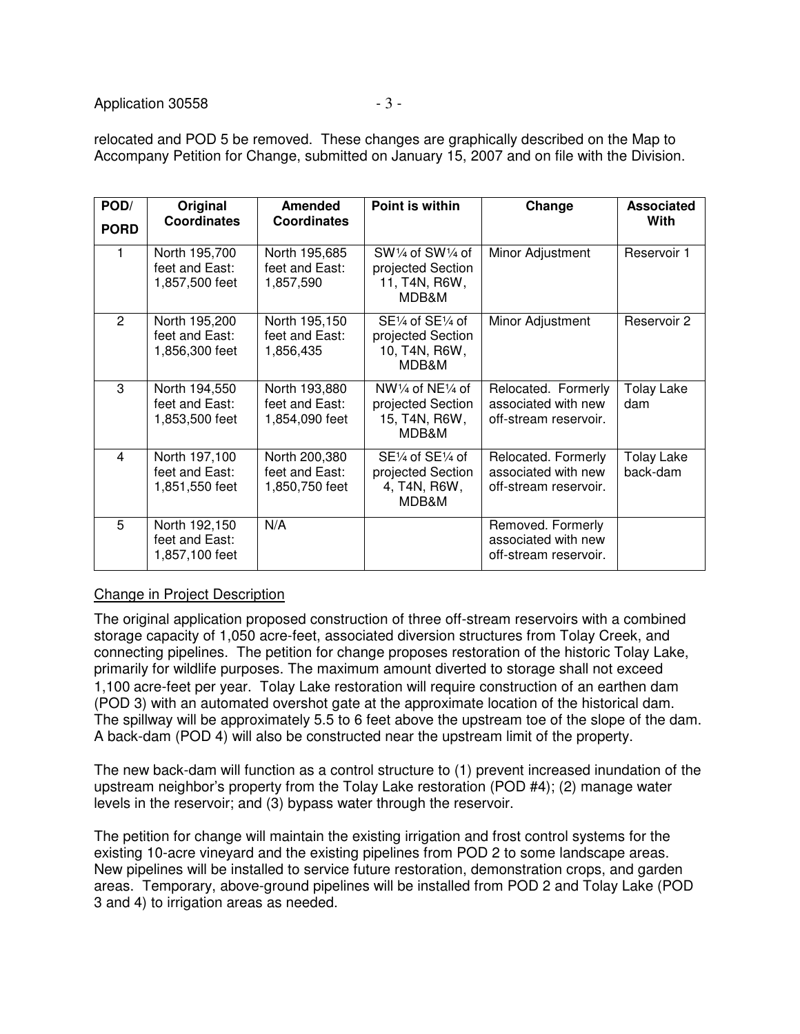relocated and POD 5 be removed. These changes are graphically described on the Map to Accompany Petition for Change, submitted on January 15, 2007 and on file with the Division.

| POD/ PORD | Original Coordinates | Amended Coordinates | Point is within | Change | Associated With |
|---|---|---|---|---|---|
| 1 | North 195,700 feet and East: 1,857,500 feet | North 195,685 feet and East: 1,857,590 | SW¼ of SW¼ of projected Section 11, T4N, R6W, MDB&M | Minor Adjustment | Reservoir 1 |
| 2 | North 195,200 feet and East: 1,856,300 feet | North 195,150 feet and East: 1,856,435 | SE¼ of SE¼ of projected Section 10, T4N, R6W, MDB&M | Minor Adjustment | Reservoir 2 |
| 3 | North 194,550 feet and East: 1,853,500 feet | North 193,880 feet and East: 1,854,090 feet | NW¼ of NE¼ of projected Section 15, T4N, R6W, MDB&M | Relocated. Formerly associated with new off-stream reservoir. | Tolay Lake dam |
| 4 | North 197,100 feet and East: 1,851,550 feet | North 200,380 feet and East: 1,850,750 feet | SE¼ of SE¼ of projected Section 4, T4N, R6W, MDB&M | Relocated. Formerly associated with new off-stream reservoir. | Tolay Lake back-dam |
| 5 | North 192,150 feet and East: 1,857,100 feet | N/A | | Removed. Formerly associated with new off-stream reservoir. | |

Change in Project Description

The original application proposed construction of three off-stream reservoirs with a combined storage capacity of 1,050 acre-feet, associated diversion structures from Tolay Creek, and connecting pipelines. The petition for change proposes restoration of the historic Tolay Lake, primarily for wildlife purposes. The maximum amount diverted to storage shall not exceed 1,100 acre-feet per year. Tolay Lake restoration will require construction of an earthen dam (POD 3) with an automated overshot gate at the approximate location of the historical dam. The spillway will be approximately 5.5 to 6 feet above the upstream toe of the slope of the dam. A back-dam (POD 4) will also be constructed near the upstream limit of the property.

The new back-dam will function as a control structure to (1) prevent increased inundation of the upstream neighbor's property from the Tolay Lake restoration (POD #4); (2) manage water levels in the reservoir; and (3) bypass water through the reservoir.

The petition for change will maintain the existing irrigation and frost control systems for the existing 10-acre vineyard and the existing pipelines from POD 2 to some landscape areas. New pipelines will be installed to service future restoration, demonstration crops, and garden areas. Temporary, above-ground pipelines will be installed from POD 2 and Tolay Lake (POD 3 and 4) to irrigation areas as needed.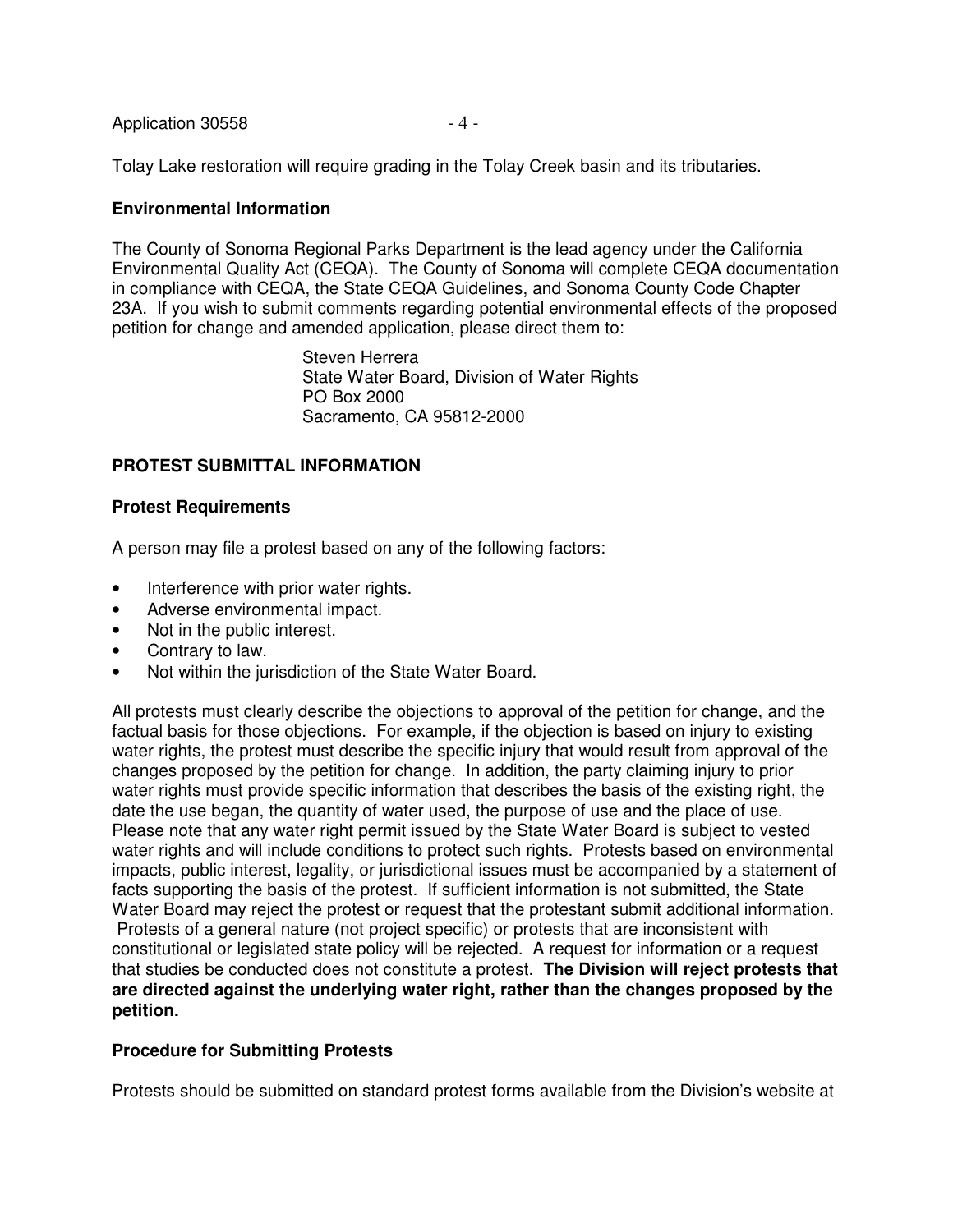Tolay Lake restoration will require grading in the Tolay Creek basin and its tributaries.

### Environmental Information

The County of Sonoma Regional Parks Department is the lead agency under the California Environmental Quality Act (CEQA). The County of Sonoma will complete CEQA documentation in compliance with CEQA, the State CEQA Guidelines, and Sonoma County Code Chapter 23A. If you wish to submit comments regarding potential environmental effects of the proposed petition for change and amended application, please direct them to:

> Steven Herrera
> State Water Board, Division of Water Rights
> PO Box 2000
> Sacramento, CA 95812-2000

## PROTEST SUBMITTAL INFORMATION

### Protest Requirements

A person may file a protest based on any of the following factors:

- Interference with prior water rights.
- Adverse environmental impact.
- Not in the public interest.
- Contrary to law.
- Not within the jurisdiction of the State Water Board.

All protests must clearly describe the objections to approval of the petition for change, and the factual basis for those objections. For example, if the objection is based on injury to existing water rights, the protest must describe the specific injury that would result from approval of the changes proposed by the petition for change. In addition, the party claiming injury to prior water rights must provide specific information that describes the basis of the existing right, the date the use began, the quantity of water used, the purpose of use and the place of use. Please note that any water right permit issued by the State Water Board is subject to vested water rights and will include conditions to protect such rights. Protests based on environmental impacts, public interest, legality, or jurisdictional issues must be accompanied by a statement of facts supporting the basis of the protest. If sufficient information is not submitted, the State Water Board may reject the protest or request that the protestant submit additional information. Protests of a general nature (not project specific) or protests that are inconsistent with constitutional or legislated state policy will be rejected. A request for information or a request that studies be conducted does not constitute a protest. **The Division will reject protests that are directed against the underlying water right, rather than the changes proposed by the petition.**

### Procedure for Submitting Protests

Protests should be submitted on standard protest forms available from the Division's website at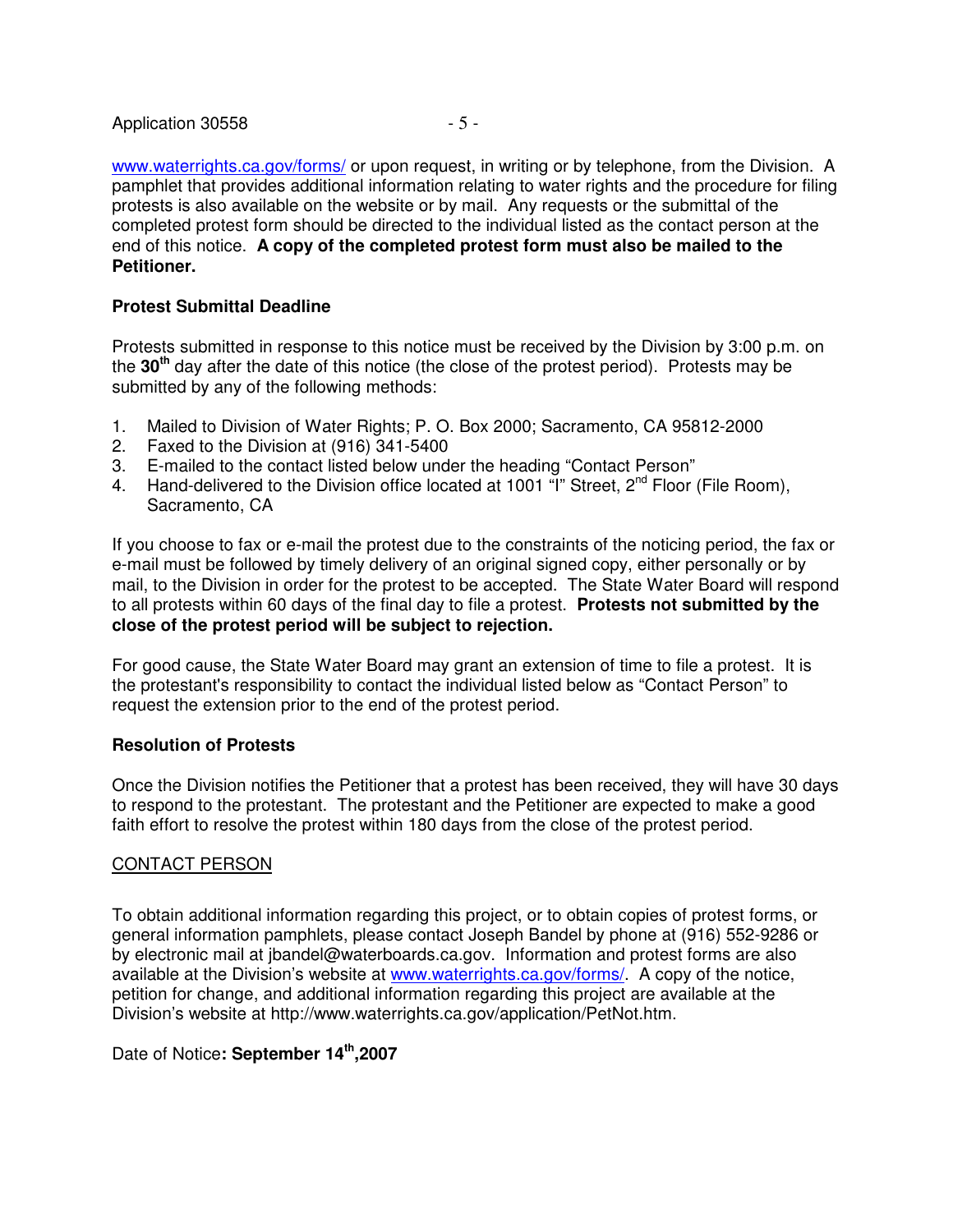www.waterrights.ca.gov/forms/ or upon request, in writing or by telephone, from the Division. A pamphlet that provides additional information relating to water rights and the procedure for filing protests is also available on the website or by mail. Any requests or the submittal of the completed protest form should be directed to the individual listed as the contact person at the end of this notice. **A copy of the completed protest form must also be mailed to the Petitioner.**

**Protest Submittal Deadline**

Protests submitted in response to this notice must be received by the Division by 3:00 p.m. on the **30th** day after the date of this notice (the close of the protest period). Protests may be submitted by any of the following methods:

1. Mailed to Division of Water Rights; P. O. Box 2000; Sacramento, CA 95812-2000
2. Faxed to the Division at (916) 341-5400
3. E-mailed to the contact listed below under the heading "Contact Person"
4. Hand-delivered to the Division office located at 1001 "I" Street, 2nd Floor (File Room), Sacramento, CA

If you choose to fax or e-mail the protest due to the constraints of the noticing period, the fax or e-mail must be followed by timely delivery of an original signed copy, either personally or by mail, to the Division in order for the protest to be accepted. The State Water Board will respond to all protests within 60 days of the final day to file a protest. **Protests not submitted by the close of the protest period will be subject to rejection.**

For good cause, the State Water Board may grant an extension of time to file a protest. It is the protestant's responsibility to contact the individual listed below as "Contact Person" to request the extension prior to the end of the protest period.

**Resolution of Protests**

Once the Division notifies the Petitioner that a protest has been received, they will have 30 days to respond to the protestant. The protestant and the Petitioner are expected to make a good faith effort to resolve the protest within 180 days from the close of the protest period.

<u>CONTACT PERSON</u>

To obtain additional information regarding this project, or to obtain copies of protest forms, or general information pamphlets, please contact Joseph Bandel by phone at (916) 552-9286 or by electronic mail at jbandel@waterboards.ca.gov. Information and protest forms are also available at the Division's website at www.waterrights.ca.gov/forms/. A copy of the notice, petition for change, and additional information regarding this project are available at the Division's website at http://www.waterrights.ca.gov/application/PetNot.htm.

Date of Notice**: September 14th,2007**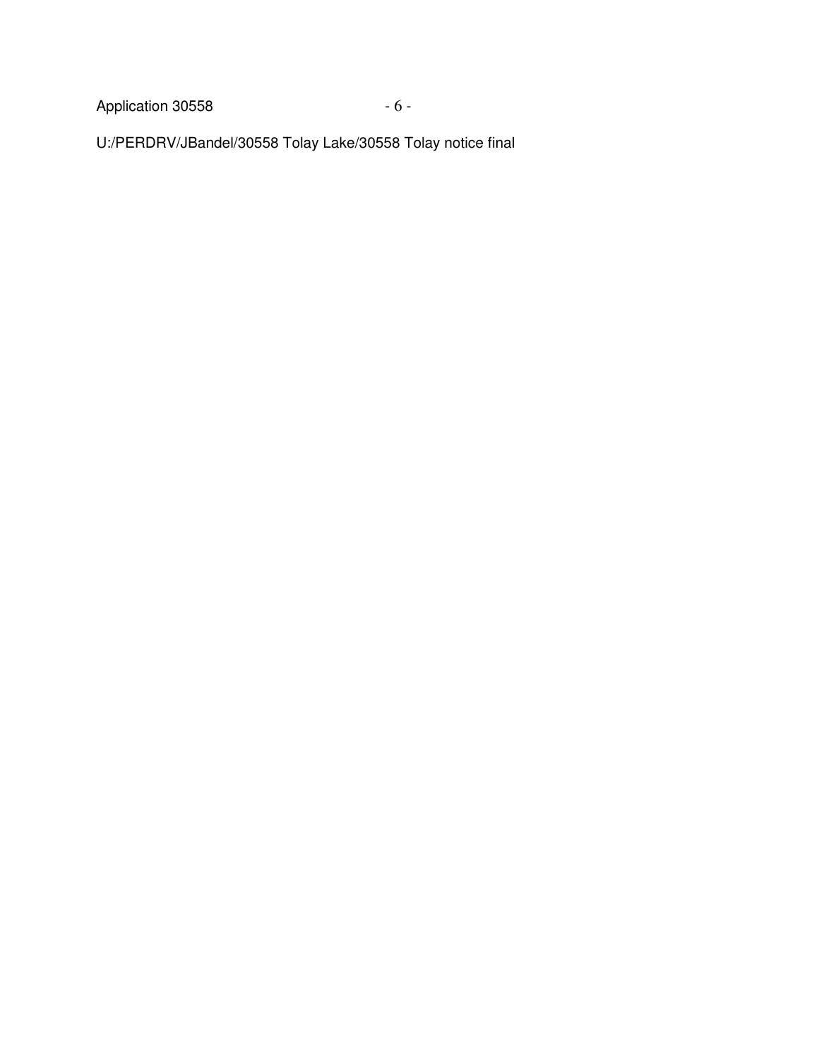U:/PERDRV/JBandel/30558 Tolay Lake/30558 Tolay notice final